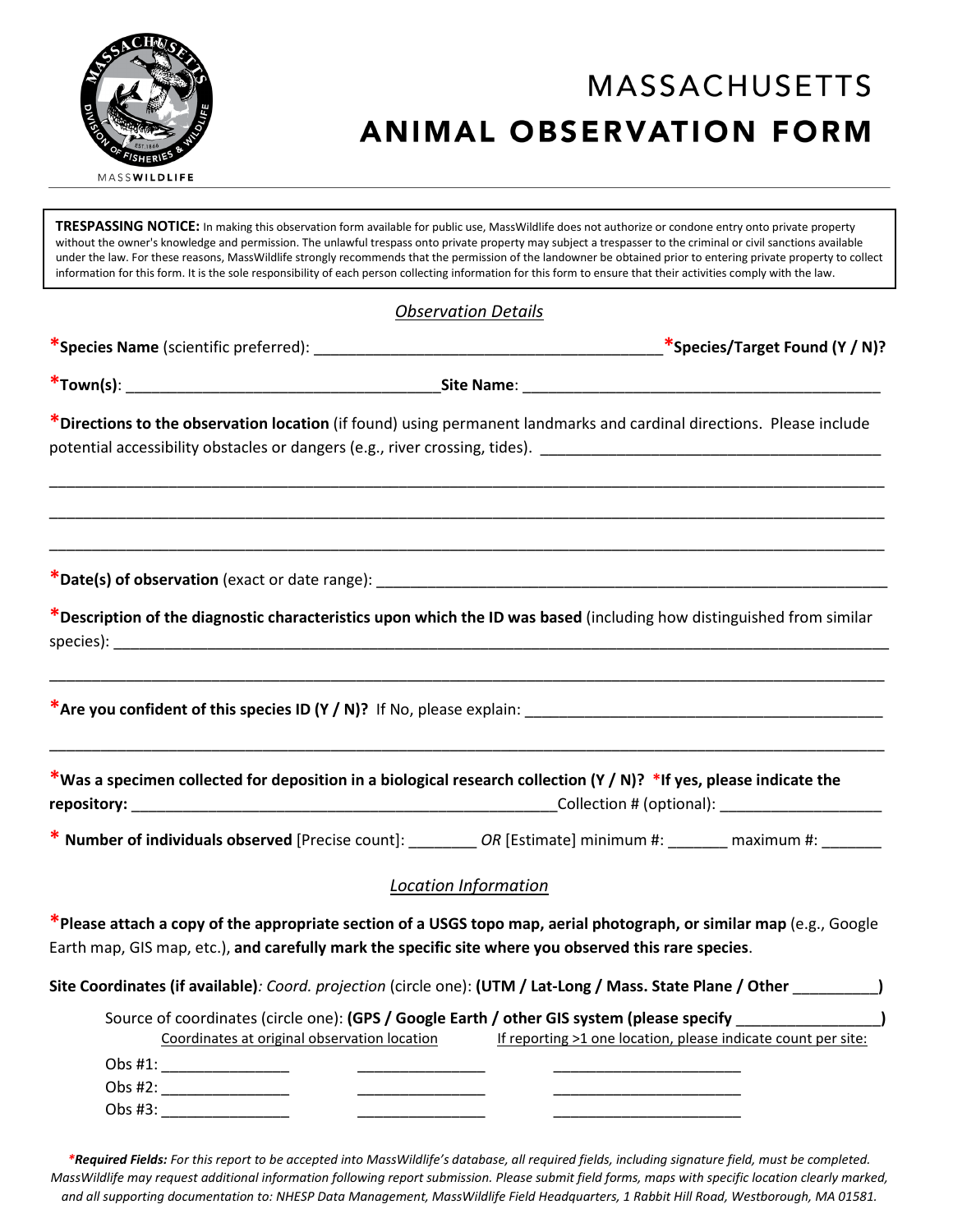# MASSACHUSETTS ANIMAL OBSERVATION FORM

MASSWILDLIFE

**TRESPASSING NOTICE:** In making this observation form available for public use, MassWildlife does not authorize or condone entry onto private property without the owner's knowledge and permission. The unlawful trespass onto private property may subject a trespasser to the criminal or civil sanctions available under the law. For these reasons, MassWildlife strongly recommends that the permission of the landowner be obtained prior to entering private property to collect information for this form. It is the sole responsibility of each person collecting information for this form to ensure that their activities comply with the law.

## *Observation Details*

***Species Name** (scientific preferred): ________________________________________ ***Species/Target Found (Y / N)?**

***Town(s)**: ____________________________________ **Site Name**: __________________________________________

***Directions to the observation location** (if found) using permanent landmarks and cardinal directions. Please include potential accessibility obstacles or dangers (e.g., river crossing, tides). ________________________________________

_____________________________________________________________________________________________________

_____________________________________________________________________________________________________

_____________________________________________________________________________________________________

***Date(s) of observation** (exact or date range): ____________________________________________________________

***Description of the diagnostic characteristics upon which the ID was based** (including how distinguished from similar species): ___________________________________________________________________________________________

_____________________________________________________________________________________________________

***Are you confident of this species ID (Y / N)?** If No, please explain: __________________________________________

_____________________________________________________________________________________________________

***Was a specimen collected for deposition in a biological research collection (Y / N)? *If yes, please indicate the repository:** _________________________________________________Collection # (optional): __________________

*** Number of individuals observed** [Precise count]: ________ *OR* [Estimate] minimum #: _______ maximum #: _______

## *Location Information*

***Please attach a copy of the appropriate section of a USGS topo map, aerial photograph, or similar map** (e.g., Google Earth map, GIS map, etc.), **and carefully mark the specific site where you observed this rare species**.

**Site Coordinates (if available)**: *Coord. projection* (circle one): **(UTM / Lat-Long / Mass. State Plane / Other __________)**

Source of coordinates (circle one): **(GPS / Google Earth / other GIS system (please specify _________________)**

| | Coordinates at original observation location | | If reporting >1 one location, please indicate count per site: |
|---|---|---|---|
| Obs #1: | _______________ | _______________ | ______________________ |
| Obs #2: | _______________ | _______________ | ______________________ |
| Obs #3: | _______________ | _______________ | ______________________ |

****Required Fields:** For this report to be accepted into MassWildlife's database, all required fields, including signature field, must be completed. MassWildlife may request additional information following report submission. Please submit field forms, maps with specific location clearly marked, and all supporting documentation to: NHESP Data Management, MassWildlife Field Headquarters, 1 Rabbit Hill Road, Westborough, MA 01581.*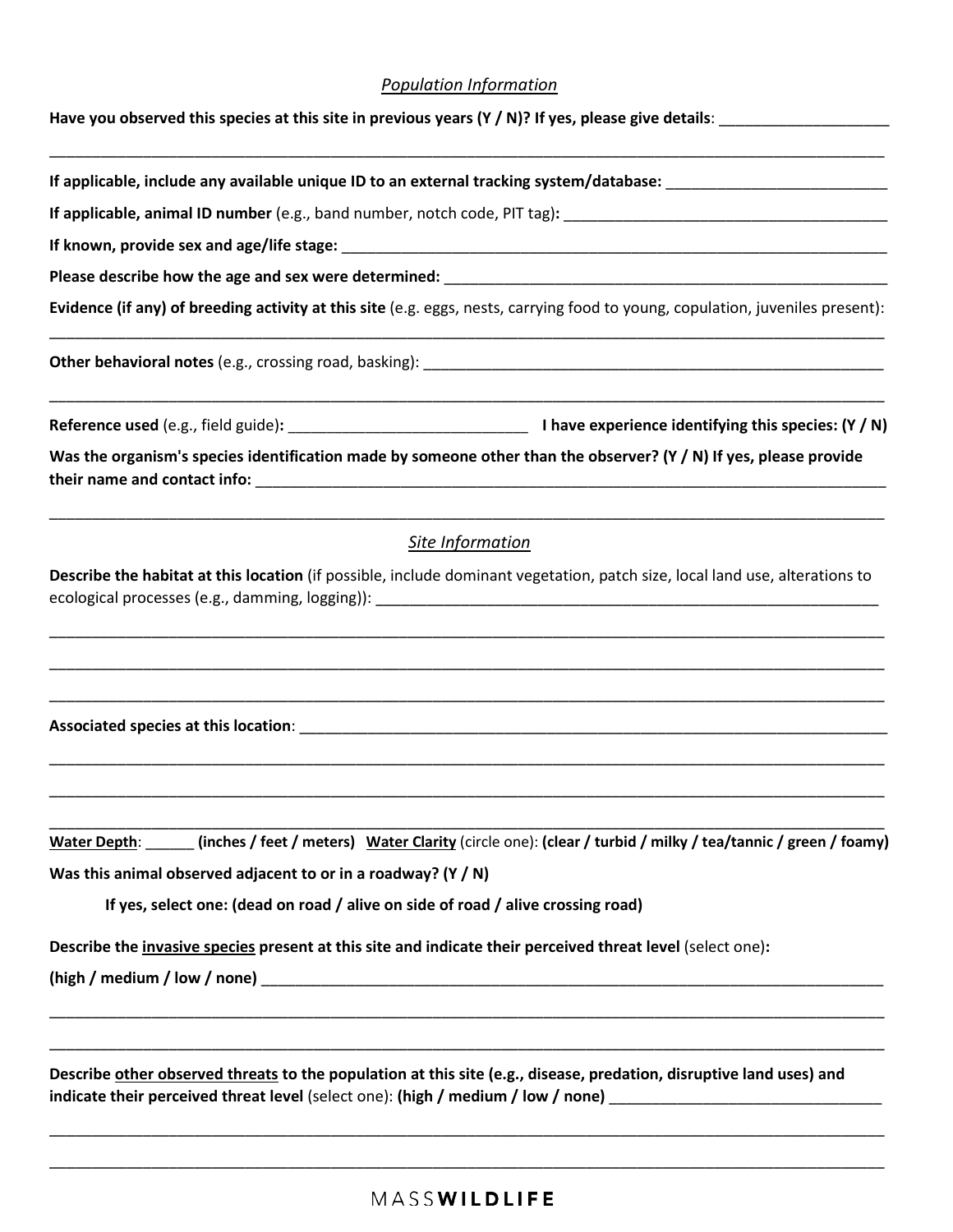*Population Information*

**Have you observed this species at this site in previous years (Y / N)? If yes, please give details**: ____________________

______________________________________________________________________________________________

**If applicable, include any available unique ID to an external tracking system/database:** __________________________

**If applicable, animal ID number** (e.g., band number, notch code, PIT tag)**:** _______________________________________

**If known, provide sex and age/life stage:** _____________________________________________________________________

**Please describe how the age and sex were determined:** ____________________________________________________

**Evidence (if any) of breeding activity at this site** (e.g. eggs, nests, carrying food to young, copulation, juveniles present):

______________________________________________________________________________________________

**Other behavioral notes** (e.g., crossing road, basking): _____________________________________________________

______________________________________________________________________________________________

**Reference used** (e.g., field guide)**:** ____________________________ **I have experience identifying this species: (Y / N)**

**Was the organism's species identification made by someone other than the observer? (Y / N) If yes, please provide their name and contact info:** _______________________________________________________________________________

______________________________________________________________________________________________

*Site Information*

**Describe the habitat at this location** (if possible, include dominant vegetation, patch size, local land use, alterations to ecological processes (e.g., damming, logging)): _____________________________________________________________

______________________________________________________________________________________________

______________________________________________________________________________________________

______________________________________________________________________________________________

**Associated species at this location**: ___________________________________________________________________

______________________________________________________________________________________________

______________________________________________________________________________________________

______________________________________________________________________________________________

**Water Depth**: ______ **(inches / feet / meters)** **Water Clarity** (circle one): **(clear / turbid / milky / tea/tannic / green / foamy)**

**Was this animal observed adjacent to or in a roadway? (Y / N)**

**If yes, select one: (dead on road / alive on side of road / alive crossing road)**

**Describe the invasive species present at this site and indicate their perceived threat level** (select one)**:**

**(high / medium / low / none)** _____________________________________________________________________________

______________________________________________________________________________________________

______________________________________________________________________________________________

**Describe other observed threats to the population at this site (e.g., disease, predation, disruptive land uses) and indicate their perceived threat level** (select one): **(high / medium / low / none)** ________________________________

______________________________________________________________________________________________

______________________________________________________________________________________________

MASS**WILDLIFE**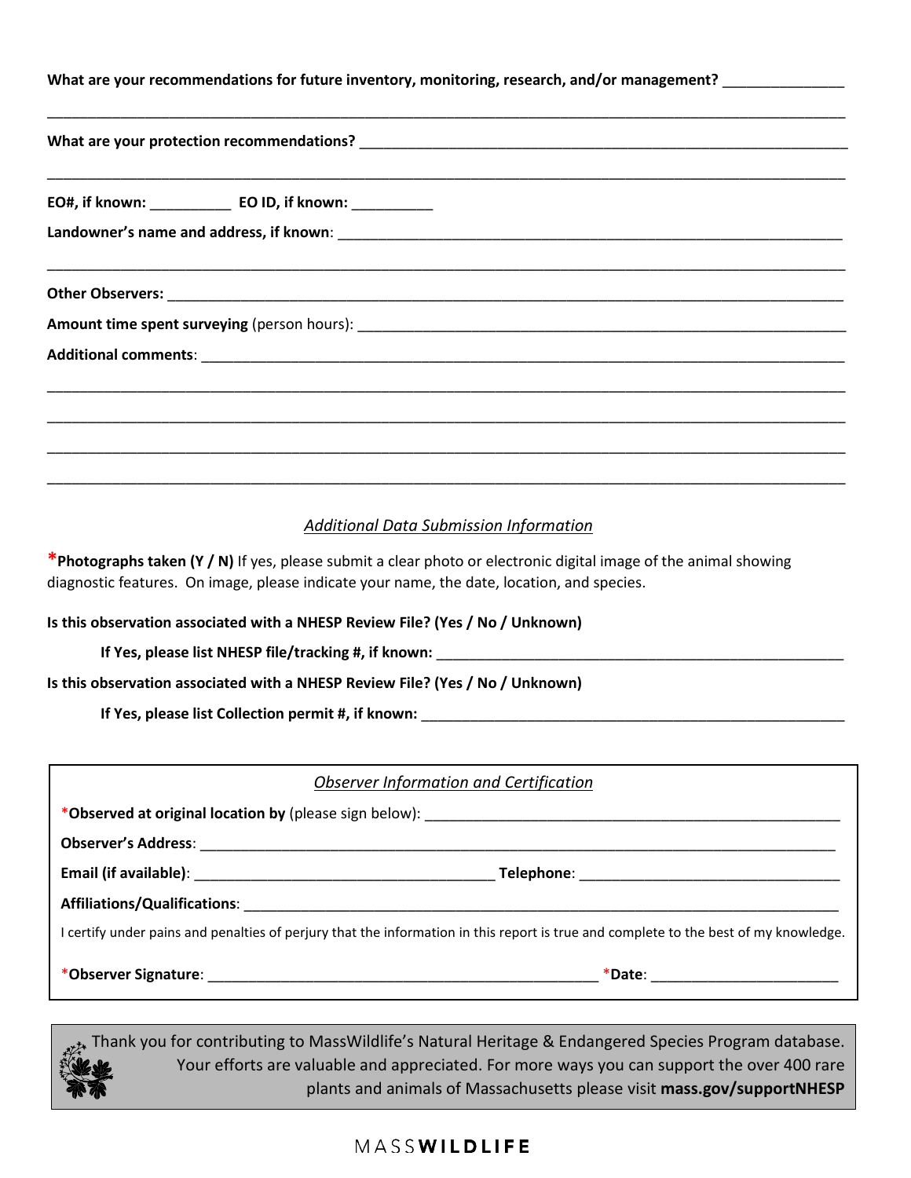**What are your recommendations for future inventory, monitoring, research, and/or management?** _______________

_____________________________________________________________________________________________

**What are your protection recommendations?** _______________________________________________________________

_____________________________________________________________________________________________

**EO#, if known:** __________ **EO ID, if known:** __________

**Landowner's name and address, if known**: _________________________________________________________________

_____________________________________________________________________________________________

**Other Observers:** ______________________________________________________________________________________

**Amount time spent surveying** (person hours): ___________________________________________________________

**Additional comments**: ___________________________________________________________________________________

_____________________________________________________________________________________________

_____________________________________________________________________________________________

_____________________________________________________________________________________________

_____________________________________________________________________________________________

*Additional Data Submission Information*

***Photographs taken (Y / N)** If yes, please submit a clear photo or electronic digital image of the animal showing diagnostic features. On image, please indicate your name, the date, location, and species.

**Is this observation associated with a NHESP Review File? (Yes / No / Unknown)**

**If Yes, please list NHESP file/tracking #, if known:** ____________________________________________________

**Is this observation associated with a NHESP Review File? (Yes / No / Unknown)**

**If Yes, please list Collection permit #, if known:** ______________________________________________________

*Observer Information and Certification*

***Observed at original location by** (please sign below): _________________________________________________

**Observer's Address**: ____________________________________________________________________________

**Email (if available)**: ___________________________________ **Telephone**: _______________________________

**Affiliations/Qualifications**: _____________________________________________________________________

I certify under pains and penalties of perjury that the information in this report is true and complete to the best of my knowledge.

***Observer Signature**: _______________________________________________ ***Date**: ______________________

Thank you for contributing to MassWildlife's Natural Heritage & Endangered Species Program database. Your efforts are valuable and appreciated. For more ways you can support the over 400 rare plants and animals of Massachusetts please visit **mass.gov/supportNHESP**

MASS**WILDLIFE**